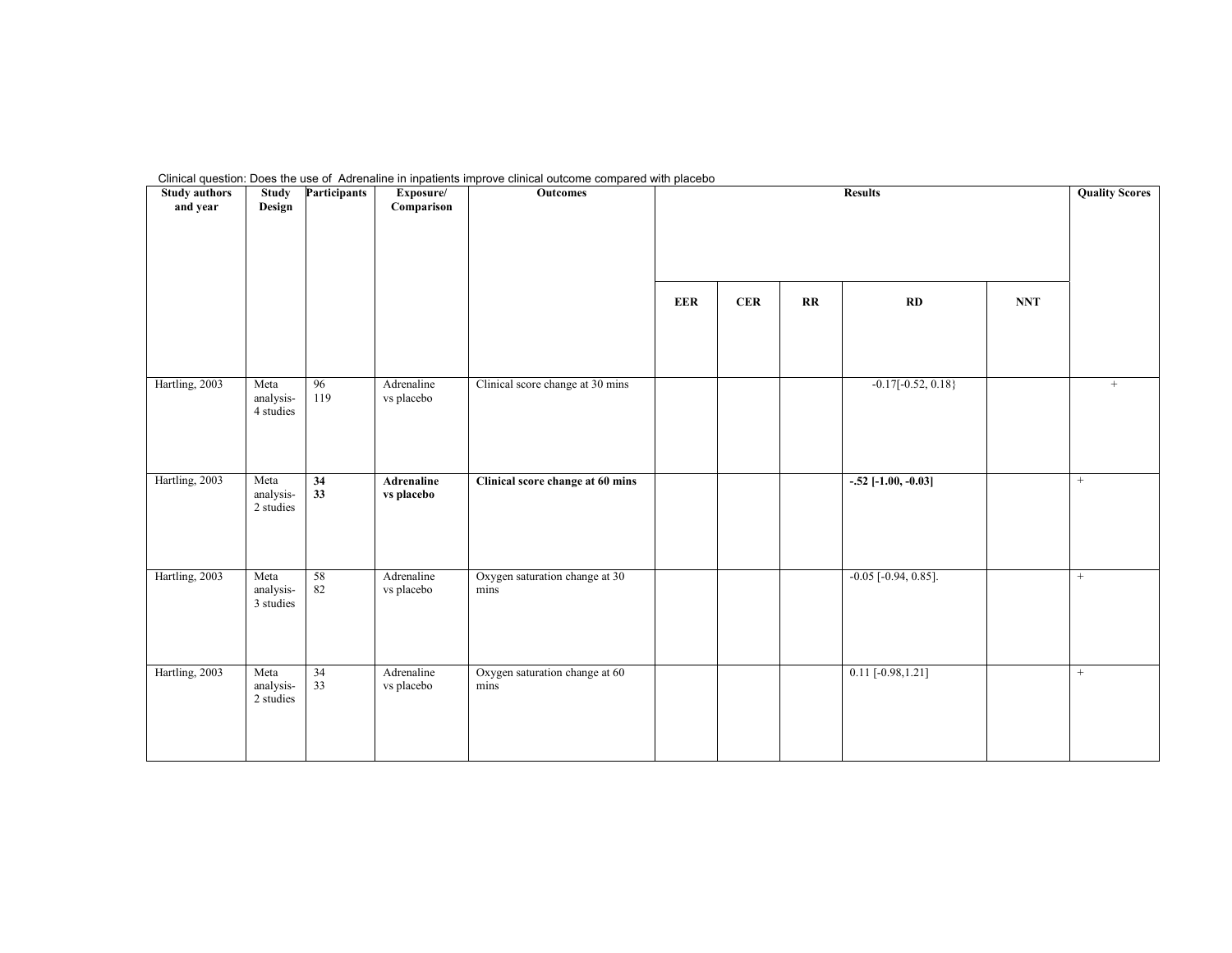Clinical question: Does the use of Adrenaline in inpatients improve clinical outcome compared with placebo

| Study authors and year | Study Design | Participants | Exposure/ Comparison | Outcomes | Results | | | | | Quality Scores |
|---|---|---|---|---|---|---|---|---|---|---|
| | | | | | EER | CER | RR | RD | NNT | |
| Hartling, 2003 | Meta analysis- 4 studies | 96<br>119 | Adrenaline vs placebo | Clinical score change at 30 mins | | | | -0.17[-0.52, 0.18} | | + |
| Hartling, 2003 | Meta analysis- 2 studies | **34**<br>**33** | **Adrenaline vs placebo** | **Clinical score change at 60 mins** | | | | **-.52 [-1.00, -0.03]** | | + |
| Hartling, 2003 | Meta analysis- 3 studies | 58<br>82 | Adrenaline vs placebo | Oxygen saturation change at 30 mins | | | | -0.05 [-0.94, 0.85]. | | + |
| Hartling, 2003 | Meta analysis- 2 studies | 34<br>33 | Adrenaline vs placebo | Oxygen saturation change at 60 mins | | | | 0.11 [-0.98,1.21] | | + |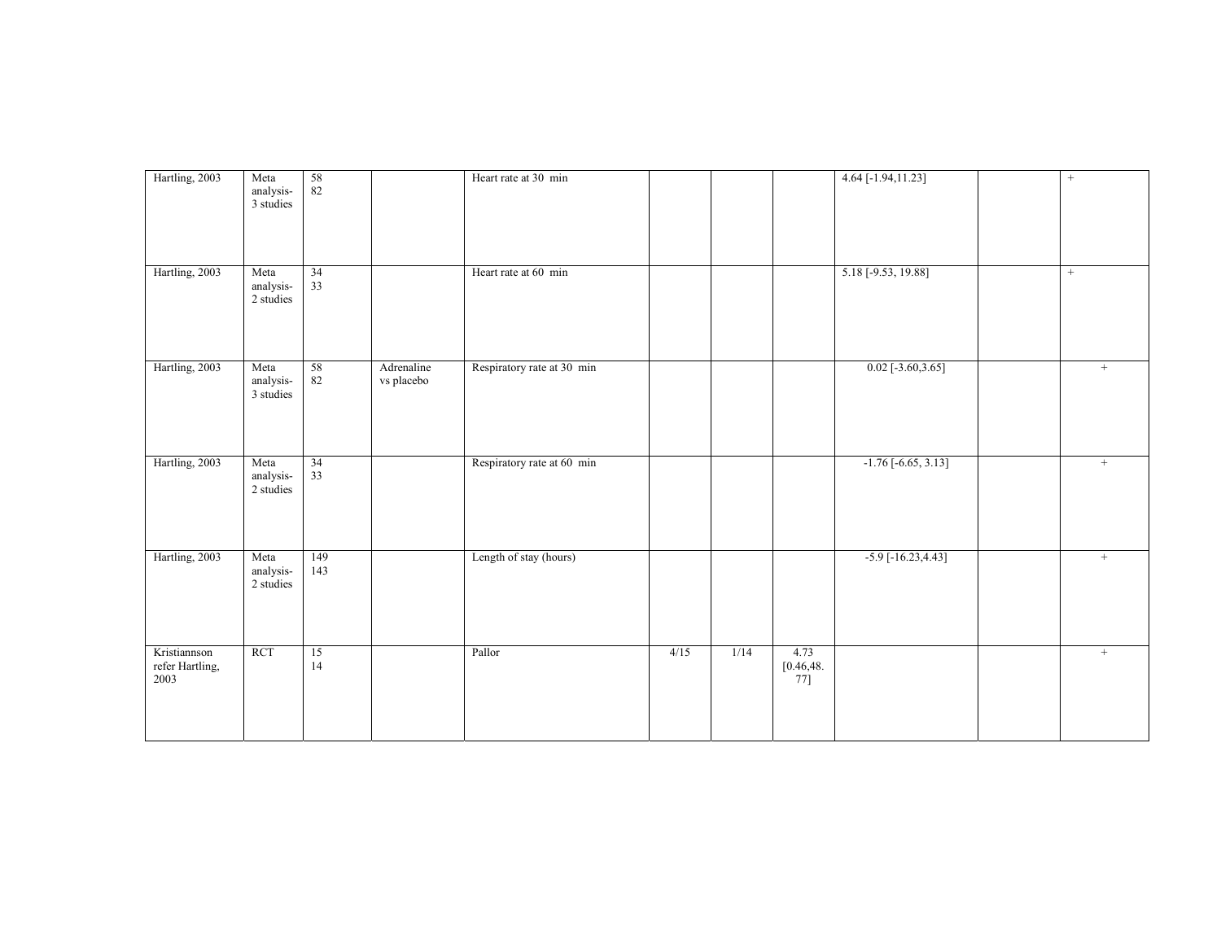| | | | | | | | | | | |
|---|---|---|---|---|---|---|---|---|---|---|
| Hartling, 2003 | Meta analysis- 3 studies | 58 82 | | Heart rate at 30 min | | | | 4.64 [-1.94,11.23] | | + |
| Hartling, 2003 | Meta analysis- 2 studies | 34 33 | | Heart rate at 60 min | | | | 5.18 [-9.53, 19.88] | | + |
| Hartling, 2003 | Meta analysis- 3 studies | 58 82 | Adrenaline vs placebo | Respiratory rate at 30 min | | | | 0.02 [-3.60,3.65] | | + |
| Hartling, 2003 | Meta analysis- 2 studies | 34 33 | | Respiratory rate at 60 min | | | | -1.76 [-6.65, 3.13] | | + |
| Hartling, 2003 | Meta analysis- 2 studies | 149 143 | | Length of stay (hours) | | | | -5.9 [-16.23,4.43] | | + |
| Kristiannson refer Hartling, 2003 | RCT | 15 14 | | Pallor | 4/15 | 1/14 | 4.73 [0.46,48.77] | | | + |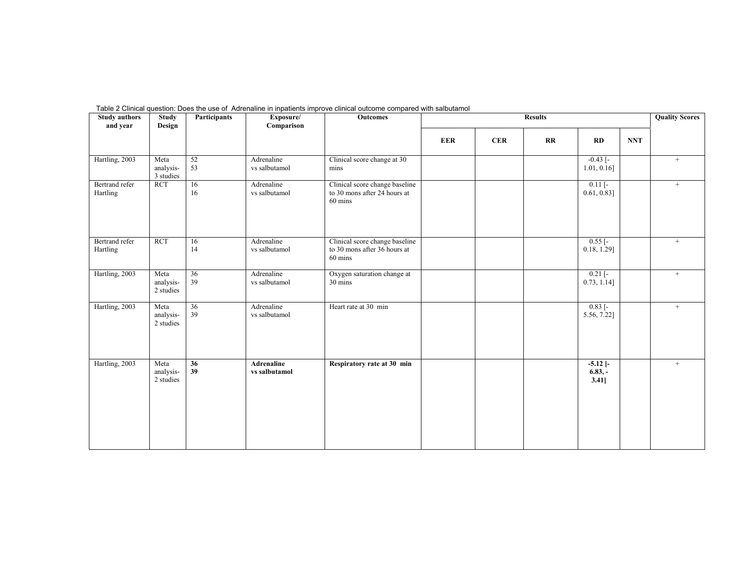Table 2 Clinical question: Does the use of Adrenaline in inpatients improve clinical outcome compared with salbutamol

| Study authors and year | Study Design | Participants | Exposure/ Comparison | Outcomes | Results | | | | | Quality Scores |
|---|---|---|---|---|---|---|---|---|---|---|
| | | | | | EER | CER | RR | RD | NNT | |
| Hartling, 2003 | Meta analysis- 3 studies | 52<br>53 | Adrenaline vs salbutamol | Clinical score change at 30 mins | | | | -0.43 [-1.01, 0.16] | | + |
| Bertrand refer Hartling | RCT | 16<br>16 | Adrenaline vs salbutamol | Clinical score change baseline to 30 mons after 24 hours at 60 mins | | | | 0.11 [-0.61, 0.83] | | + |
| Bertrand refer Hartling | RCT | 16<br>14 | Adrenaline vs salbutamol | Clinical score change baseline to 30 mons after 36 hours at 60 mins | | | | 0.55 [-0.18, 1.29] | | + |
| Hartling, 2003 | Meta analysis- 2 studies | 36<br>39 | Adrenaline vs salbutamol | Oxygen saturation change at 30 mins | | | | 0.21 [-0.73, 1.14] | | + |
| Hartling, 2003 | Meta analysis- 2 studies | 36<br>39 | Adrenaline vs salbutamol | Heart rate at 30 min | | | | 0.83 [-5.56, 7.22] | | + |
| Hartling, 2003 | Meta analysis- 2 studies | **36**<br>**39** | **Adrenaline vs salbutamol** | **Respiratory rate at 30 min** | | | | **-5.12 [-6.83, -3.41]** | | + |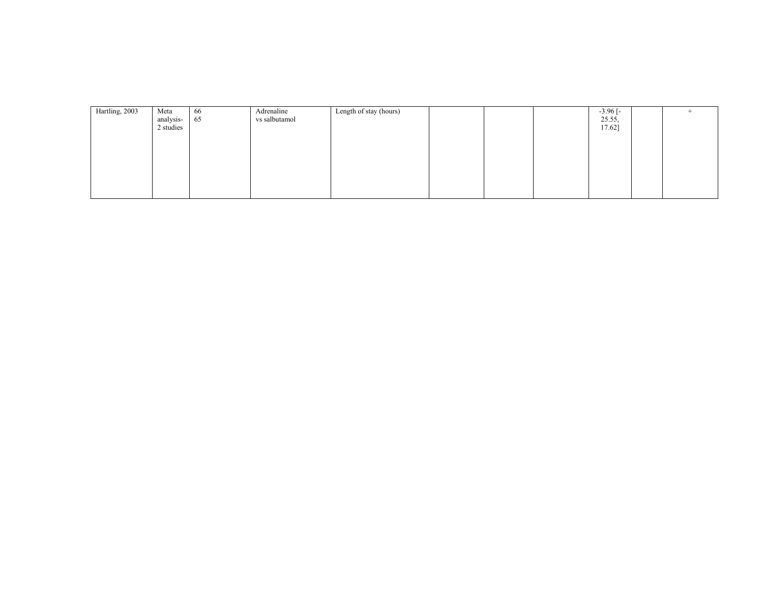| | | | | | | | | | | |
|---|---|---|---|---|---|---|---|---|---|---|
| Hartling, 2003 | Meta analysis-2 studies | 66<br>65 | Adrenaline vs salbutamol | Length of stay (hours) | | | | -3.96 [-25.55, 17.62] | | + |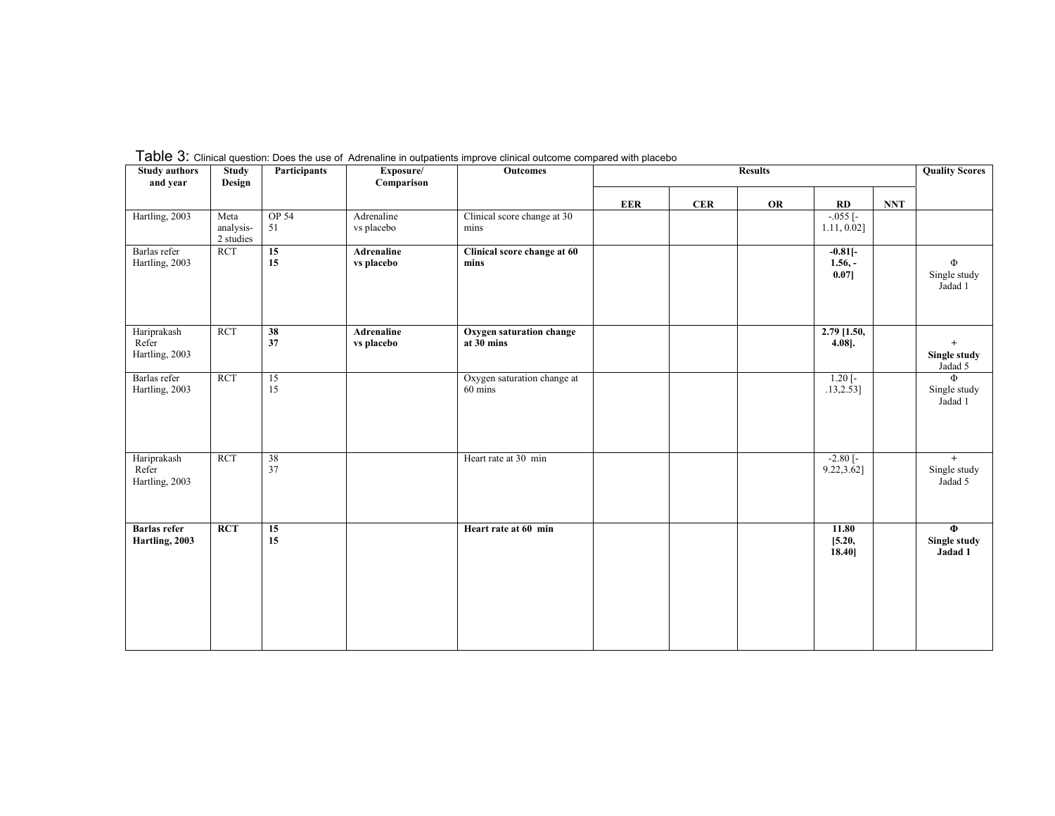Table 3: Clinical question: Does the use of Adrenaline in outpatients improve clinical outcome compared with placebo

| Study authors and year | Study Design | Participants | Exposure/ Comparison | Outcomes | Results | | | | | Quality Scores |
|---|---|---|---|---|---|---|---|---|---|---|
| | | | | | EER | CER | OR | RD | NNT | |
| Hartling, 2003 | Meta analysis- 2 studies | OP 54 51 | Adrenaline vs placebo | Clinical score change at 30 mins | | | | -.055 [-1.11, 0.02] | | |
| **Barlas refer Hartling, 2003** | **RCT** | **15 15** | **Adrenaline vs placebo** | **Clinical score change at 60 mins** | | | | **-0.81[-1.56, -0.07]** | | Φ Single study Jadad 1 |
| Hariprakash Refer Hartling, 2003 | RCT | **38 37** | **Adrenaline vs placebo** | **Oxygen saturation change at 30 mins** | | | | **2.79 [1.50, 4.08].** | | + **Single study** Jadad 5 |
| Barlas refer Hartling, 2003 | RCT | 15 15 | | Oxygen saturation change at 60 mins | | | | 1.20 [-.13,2.53] | | Φ Single study Jadad 1 |
| Hariprakash Refer Hartling, 2003 | RCT | 38 37 | | Heart rate at 30 min | | | | -2.80 [-9.22,3.62] | | + Single study Jadad 5 |
| **Barlas refer Hartling, 2003** | **RCT** | **15 15** | | **Heart rate at 60 min** | | | | **11.80 [5.20, 18.40]** | | **Φ Single study Jadad 1** |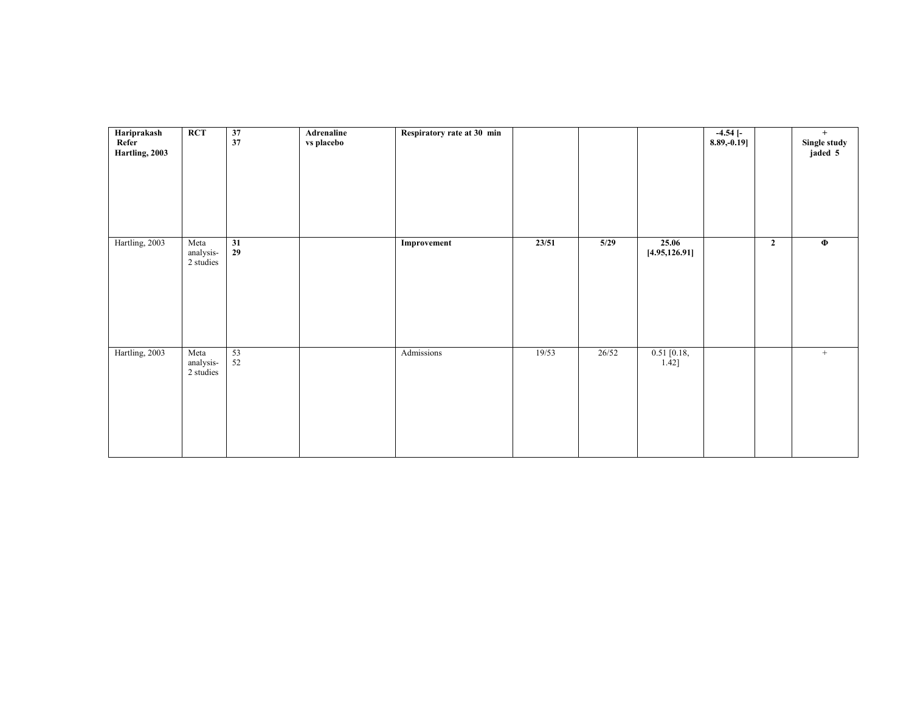| | | | | | | | | | | |
|---|---|---|---|---|---|---|---|---|---|---|
| **Hariprakash Refer Hartling, 2003** | **RCT** | **37**<br>**37** | **Adrenaline vs placebo** | **Respiratory rate at 30 min** | | | | **-4.54 [-8.89,-0.19]** | | **+**<br>**Single study jaded 5** |
| Hartling, 2003 | Meta analysis-2 studies | **31**<br>**29** | | **Improvement** | **23/51** | **5/29** | **25.06 [4.95,126.91]** | | **2** | **Φ** |
| Hartling, 2003 | Meta analysis-2 studies | 53<br>52 | | Admissions | 19/53 | 26/52 | 0.51 [0.18, 1.42] | | | + |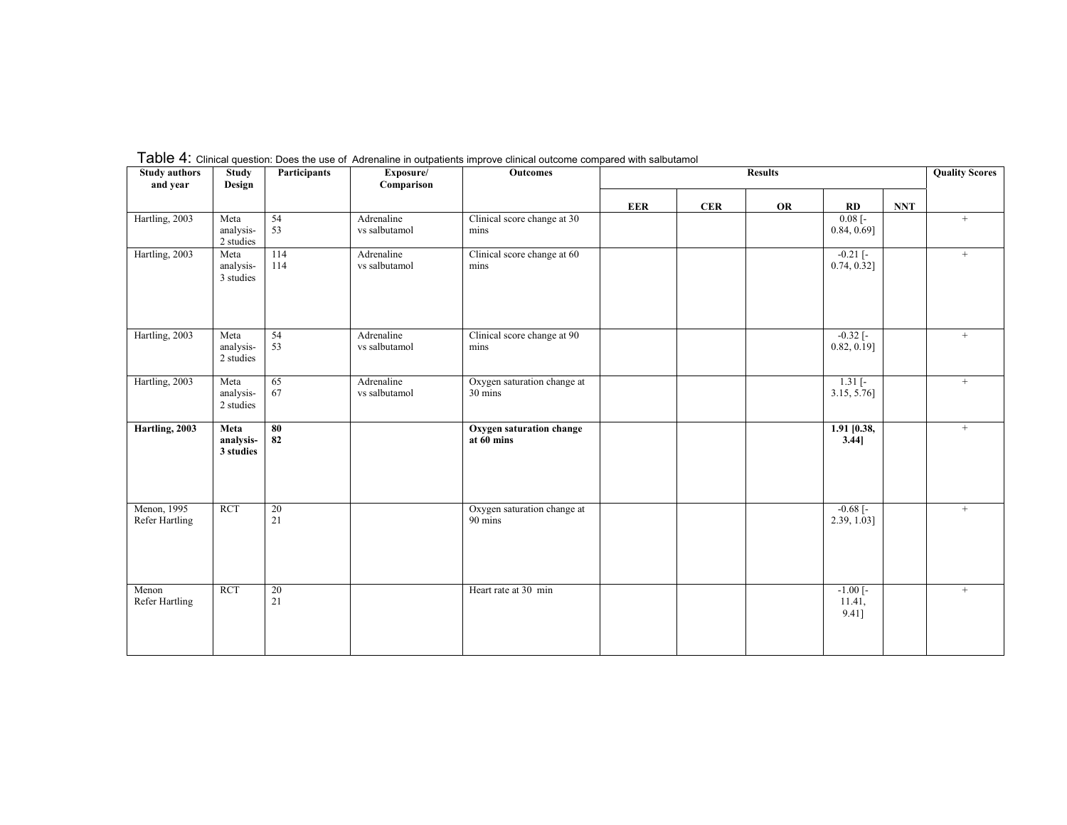Table 4: Clinical question: Does the use of Adrenaline in outpatients improve clinical outcome compared with salbutamol

| Study authors and year | Study Design | Participants | Exposure/ Comparison | Outcomes | Results | | | | | Quality Scores |
|---|---|---|---|---|---|---|---|---|---|---|
| | | | | | EER | CER | OR | RD | NNT | |
| Hartling, 2003 | Meta analysis- 2 studies | 54<br>53 | Adrenaline vs salbutamol | Clinical score change at 30 mins | | | | 0.08 [-0.84, 0.69] | | + |
| Hartling, 2003 | Meta analysis- 3 studies | 114<br>114 | Adrenaline vs salbutamol | Clinical score change at 60 mins | | | | -0.21 [-0.74, 0.32] | | + |
| Hartling, 2003 | Meta analysis- 2 studies | 54<br>53 | Adrenaline vs salbutamol | Clinical score change at 90 mins | | | | -0.32 [-0.82, 0.19] | | + |
| Hartling, 2003 | Meta analysis- 2 studies | 65<br>67 | Adrenaline vs salbutamol | Oxygen saturation change at 30 mins | | | | 1.31 [-3.15, 5.76] | | + |
| **Hartling, 2003** | **Meta analysis- 3 studies** | **80**<br>**82** | | **Oxygen saturation change at 60 mins** | | | | **1.91 [0.38, 3.44]** | | + |
| Menon, 1995 Refer Hartling | RCT | 20<br>21 | | Oxygen saturation change at 90 mins | | | | -0.68 [-2.39, 1.03] | | + |
| Menon Refer Hartling | RCT | 20<br>21 | | Heart rate at 30 min | | | | -1.00 [-11.41, 9.41] | | + |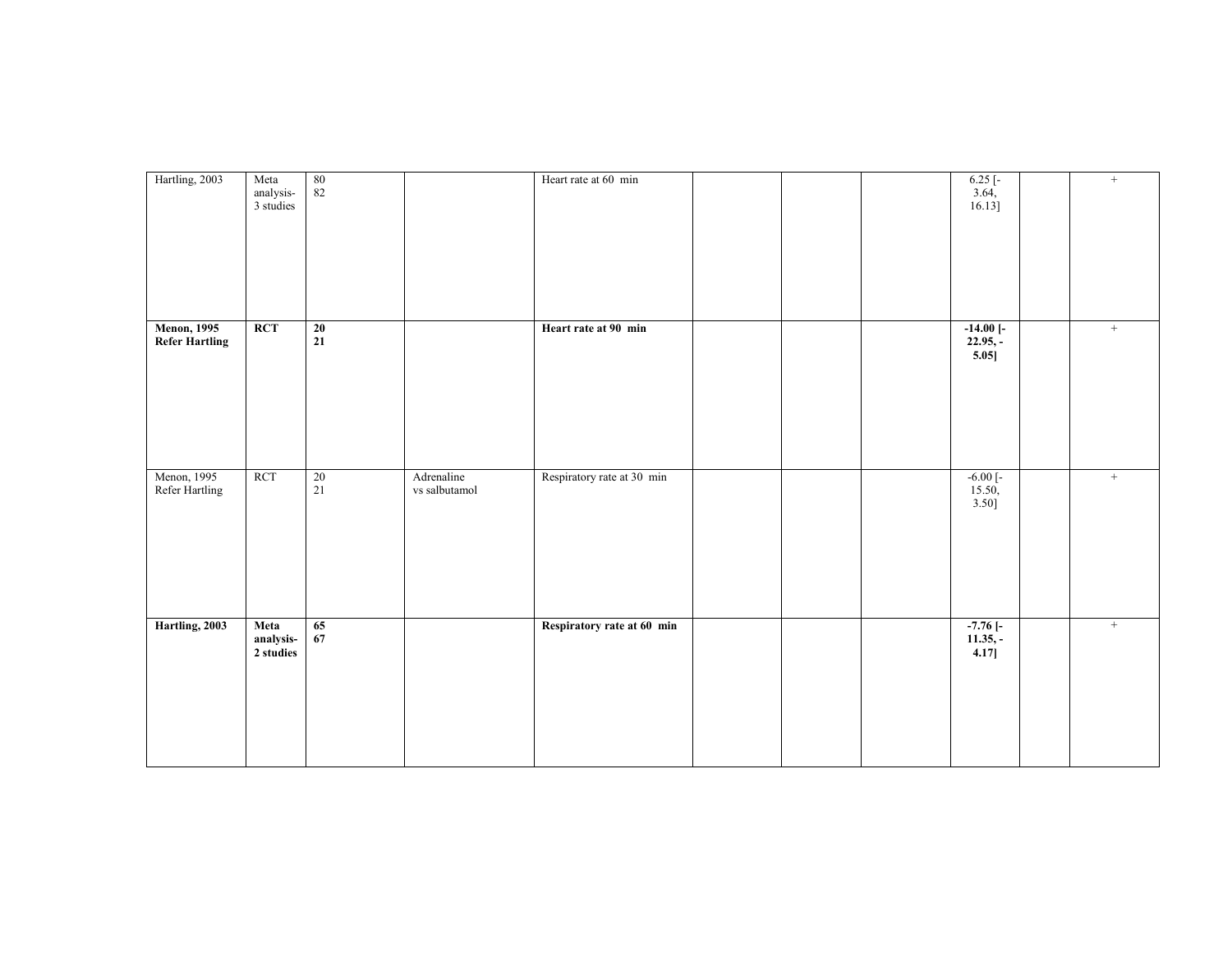| | | | | | | | | | | |
|---|---|---|---|---|---|---|---|---|---|---|
| Hartling, 2003 | Meta analysis- 3 studies | 80<br>82 | | Heart rate at 60 min | | | | 6.25 [-3.64, 16.13] | | + |
| **Menon, 1995 Refer Hartling** | **RCT** | **20**<br>**21** | | **Heart rate at 90 min** | | | | **-14.00 [-22.95, -5.05]** | | + |
| Menon, 1995 Refer Hartling | RCT | 20<br>21 | Adrenaline vs salbutamol | Respiratory rate at 30 min | | | | -6.00 [-15.50, 3.50] | | + |
| **Hartling, 2003** | **Meta analysis- 2 studies** | **65**<br>**67** | | **Respiratory rate at 60 min** | | | | **-7.76 [-11.35, -4.17]** | | + |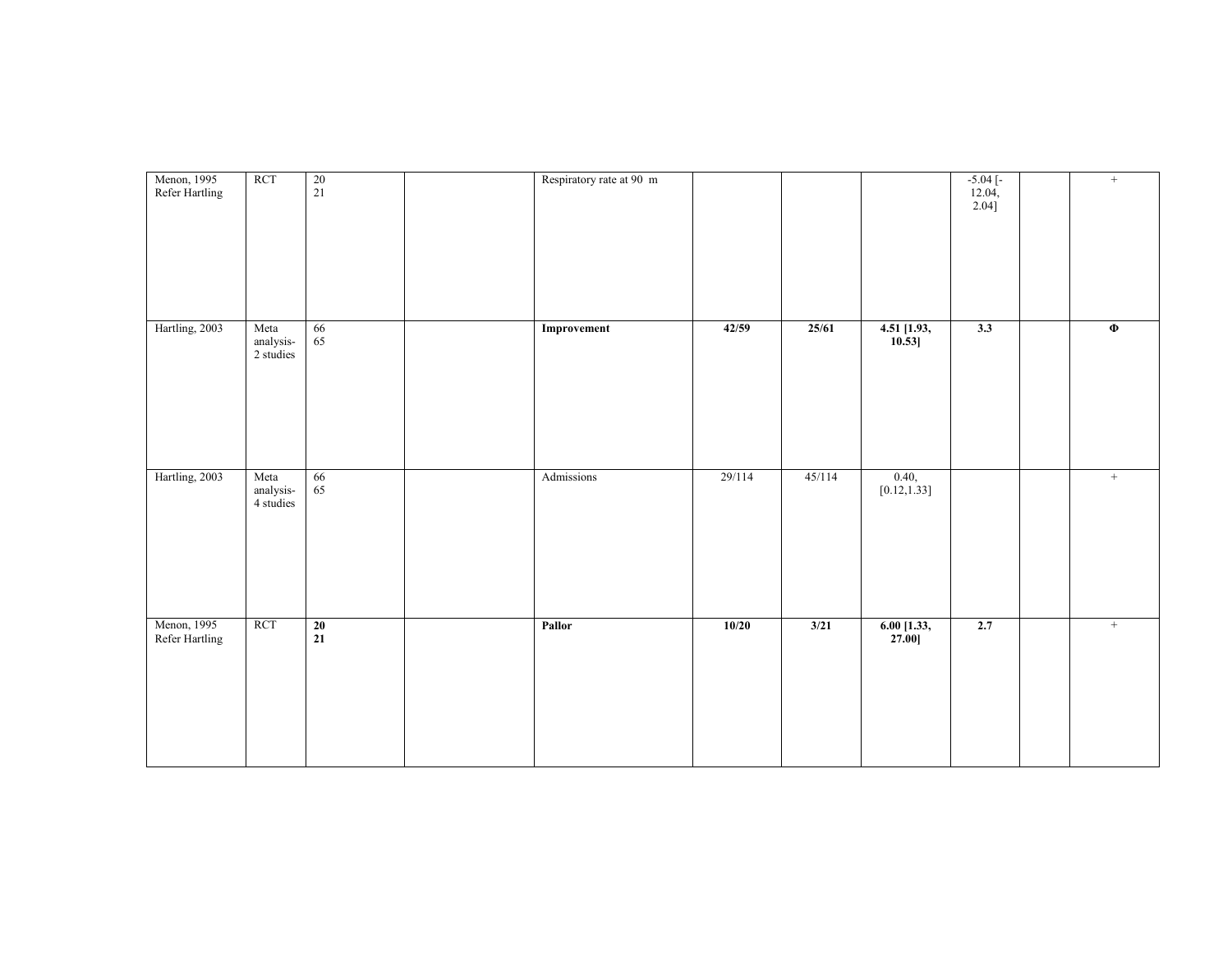| | | | | | | | | | | |
|---|---|---|---|---|---|---|---|---|---|---|
| Menon, 1995 Refer Hartling | RCT | 20 21 | | Respiratory rate at 90 m | | | | -5.04 [-12.04, 2.04] | | + |
| Hartling, 2003 | Meta analysis- 2 studies | 66 65 | | **Improvement** | **42/59** | **25/61** | **4.51 [1.93, 10.53]** | **3.3** | | **Φ** |
| Hartling, 2003 | Meta analysis- 4 studies | 66 65 | | Admissions | 29/114 | 45/114 | 0.40, [0.12,1.33] | | | + |
| Menon, 1995 Refer Hartling | RCT | **20 21** | | **Pallor** | **10/20** | **3/21** | **6.00 [1.33, 27.00]** | **2.7** | | + |